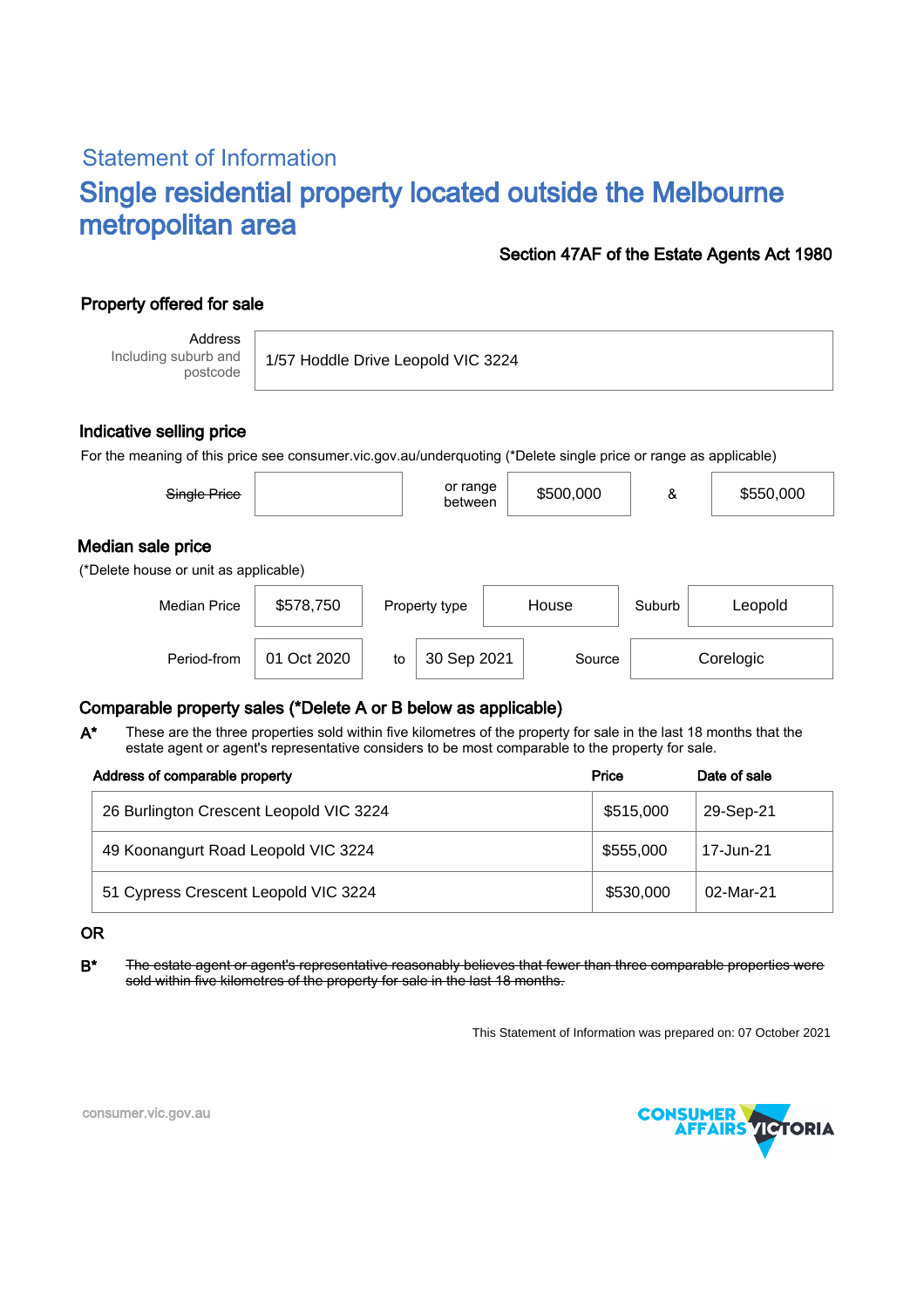## Statement of Information

# Single residential property located outside the Melbourne metropolitan area

**Section 47AF of the Estate Agents Act 1980**

## Property offered for sale

| Address Including suburb and postcode | 1/57 Hoddle Drive Leopold VIC 3224 |
|---|---|

## Indicative selling price

For the meaning of this price see consumer.vic.gov.au/underquoting (*Delete single price or range as applicable)

| ~~Single Price~~ | | or range between | $500,000 | & | $550,000 |
|---|---|---|---|---|---|

## Median sale price

(*Delete house or unit as applicable)

| Median Price | $578,750 | Property type | House | Suburb | Leopold |
|---|---|---|---|---|---|
| Period-from | 01 Oct 2020 | to | 30 Sep 2021 | Source | Corelogic |

## Comparable property sales (*Delete A or B below as applicable)

**A*** These are the three properties sold within five kilometres of the property for sale in the last 18 months that the estate agent or agent's representative considers to be most comparable to the property for sale.

| Address of comparable property | Price | Date of sale |
|---|---|---|
| 26 Burlington Crescent Leopold VIC 3224 | $515,000 | 29-Sep-21 |
| 49 Koonangurt Road Leopold VIC 3224 | $555,000 | 17-Jun-21 |
| 51 Cypress Crescent Leopold VIC 3224 | $530,000 | 02-Mar-21 |

**OR**

**B*** ~~The estate agent or agent's representative reasonably believes that fewer than three comparable properties were sold within five kilometres of the property for sale in the last 18 months.~~

This Statement of Information was prepared on: 07 October 2021

consumer.vic.gov.au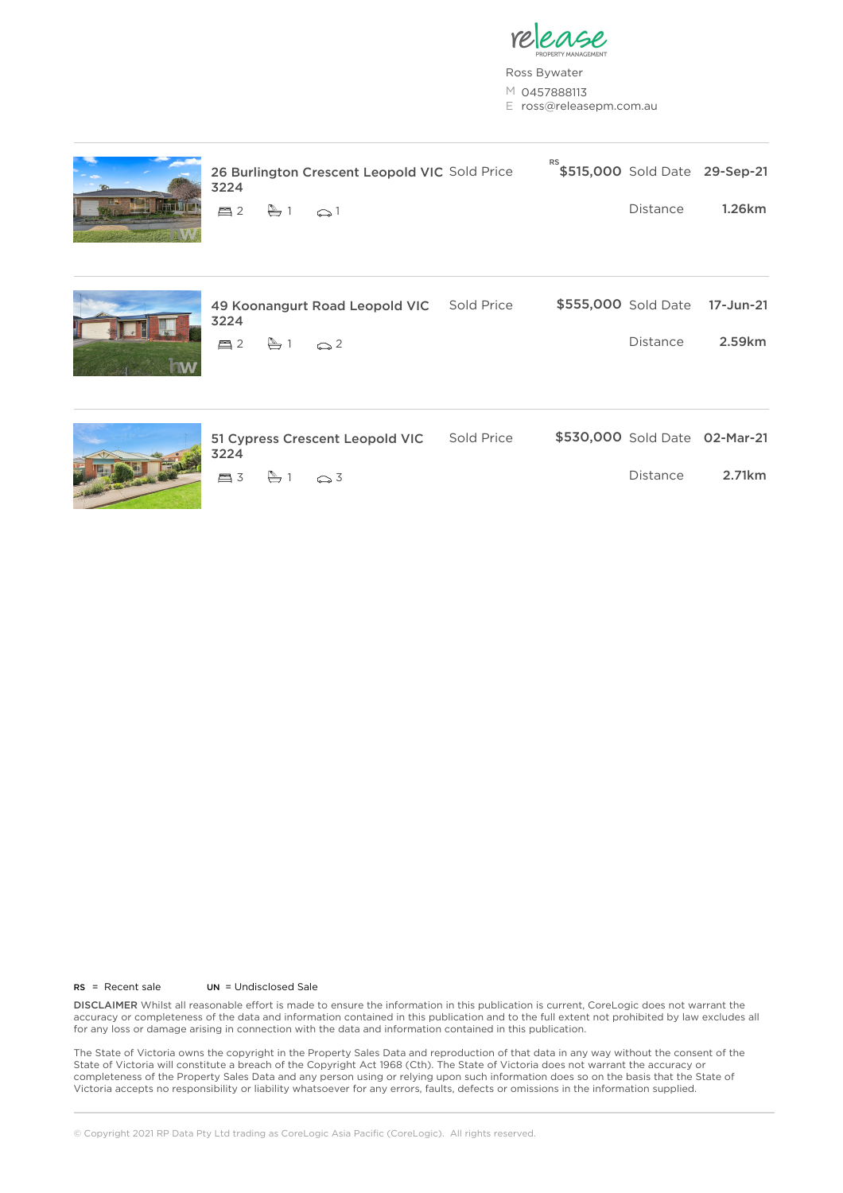Ross Bywater
M 0457888113
E ross@releasepm.com.au

| | | | | |
|---|---|---|---|---|
| **26 Burlington Crescent Leopold VIC 3224** 2 bed, 1 bath, 1 car | Sold Price | RS **$515,000** | Sold Date | **29-Sep-21** |
| | | | Distance | **1.26km** |
| **49 Koonangurt Road Leopold VIC 3224** 2 bed, 1 bath, 2 car | Sold Price | **$555,000** | Sold Date | **17-Jun-21** |
| | | | Distance | **2.59km** |
| **51 Cypress Crescent Leopold VIC 3224** 3 bed, 1 bath, 3 car | Sold Price | **$530,000** | Sold Date | **02-Mar-21** |
| | | | Distance | **2.71km** |

**RS** = Recent sale **UN** = Undisclosed Sale

**DISCLAIMER** Whilst all reasonable effort is made to ensure the information in this publication is current, CoreLogic does not warrant the accuracy or completeness of the data and information contained in this publication and to the full extent not prohibited by law excludes all for any loss or damage arising in connection with the data and information contained in this publication.

The State of Victoria owns the copyright in the Property Sales Data and reproduction of that data in any way without the consent of the State of Victoria will constitute a breach of the Copyright Act 1968 (Cth). The State of Victoria does not warrant the accuracy or completeness of the Property Sales Data and any person using or relying upon such information does so on the basis that the State of Victoria accepts no responsibility or liability whatsoever for any errors, faults, defects or omissions in the information supplied.

© Copyright 2021 RP Data Pty Ltd trading as CoreLogic Asia Pacific (CoreLogic). All rights reserved.